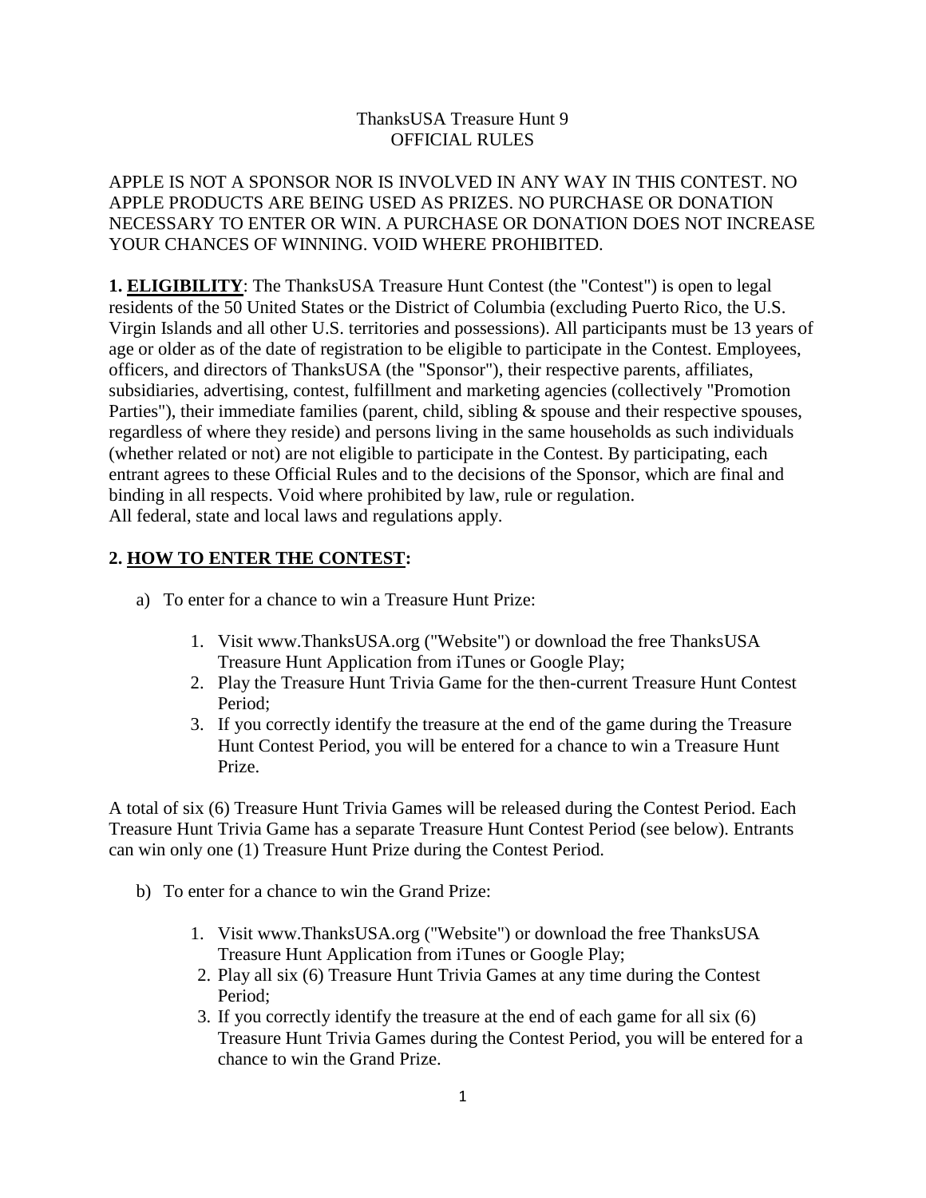ThanksUSA Treasure Hunt 9
OFFICIAL RULES

APPLE IS NOT A SPONSOR NOR IS INVOLVED IN ANY WAY IN THIS CONTEST. NO APPLE PRODUCTS ARE BEING USED AS PRIZES. NO PURCHASE OR DONATION NECESSARY TO ENTER OR WIN. A PURCHASE OR DONATION DOES NOT INCREASE YOUR CHANCES OF WINNING. VOID WHERE PROHIBITED.

**1. ELIGIBILITY**: The ThanksUSA Treasure Hunt Contest (the "Contest") is open to legal residents of the 50 United States or the District of Columbia (excluding Puerto Rico, the U.S. Virgin Islands and all other U.S. territories and possessions). All participants must be 13 years of age or older as of the date of registration to be eligible to participate in the Contest. Employees, officers, and directors of ThanksUSA (the "Sponsor"), their respective parents, affiliates, subsidiaries, advertising, contest, fulfillment and marketing agencies (collectively "Promotion Parties"), their immediate families (parent, child, sibling & spouse and their respective spouses, regardless of where they reside) and persons living in the same households as such individuals (whether related or not) are not eligible to participate in the Contest. By participating, each entrant agrees to these Official Rules and to the decisions of the Sponsor, which are final and binding in all respects. Void where prohibited by law, rule or regulation.
All federal, state and local laws and regulations apply.

**2. HOW TO ENTER THE CONTEST:**

a) To enter for a chance to win a Treasure Hunt Prize:

1. Visit www.ThanksUSA.org ("Website") or download the free ThanksUSA Treasure Hunt Application from iTunes or Google Play;
2. Play the Treasure Hunt Trivia Game for the then-current Treasure Hunt Contest Period;
3. If you correctly identify the treasure at the end of the game during the Treasure Hunt Contest Period, you will be entered for a chance to win a Treasure Hunt Prize.

A total of six (6) Treasure Hunt Trivia Games will be released during the Contest Period. Each Treasure Hunt Trivia Game has a separate Treasure Hunt Contest Period (see below). Entrants can win only one (1) Treasure Hunt Prize during the Contest Period.

b) To enter for a chance to win the Grand Prize:

1. Visit www.ThanksUSA.org ("Website") or download the free ThanksUSA Treasure Hunt Application from iTunes or Google Play;
2. Play all six (6) Treasure Hunt Trivia Games at any time during the Contest Period;
3. If you correctly identify the treasure at the end of each game for all six (6) Treasure Hunt Trivia Games during the Contest Period, you will be entered for a chance to win the Grand Prize.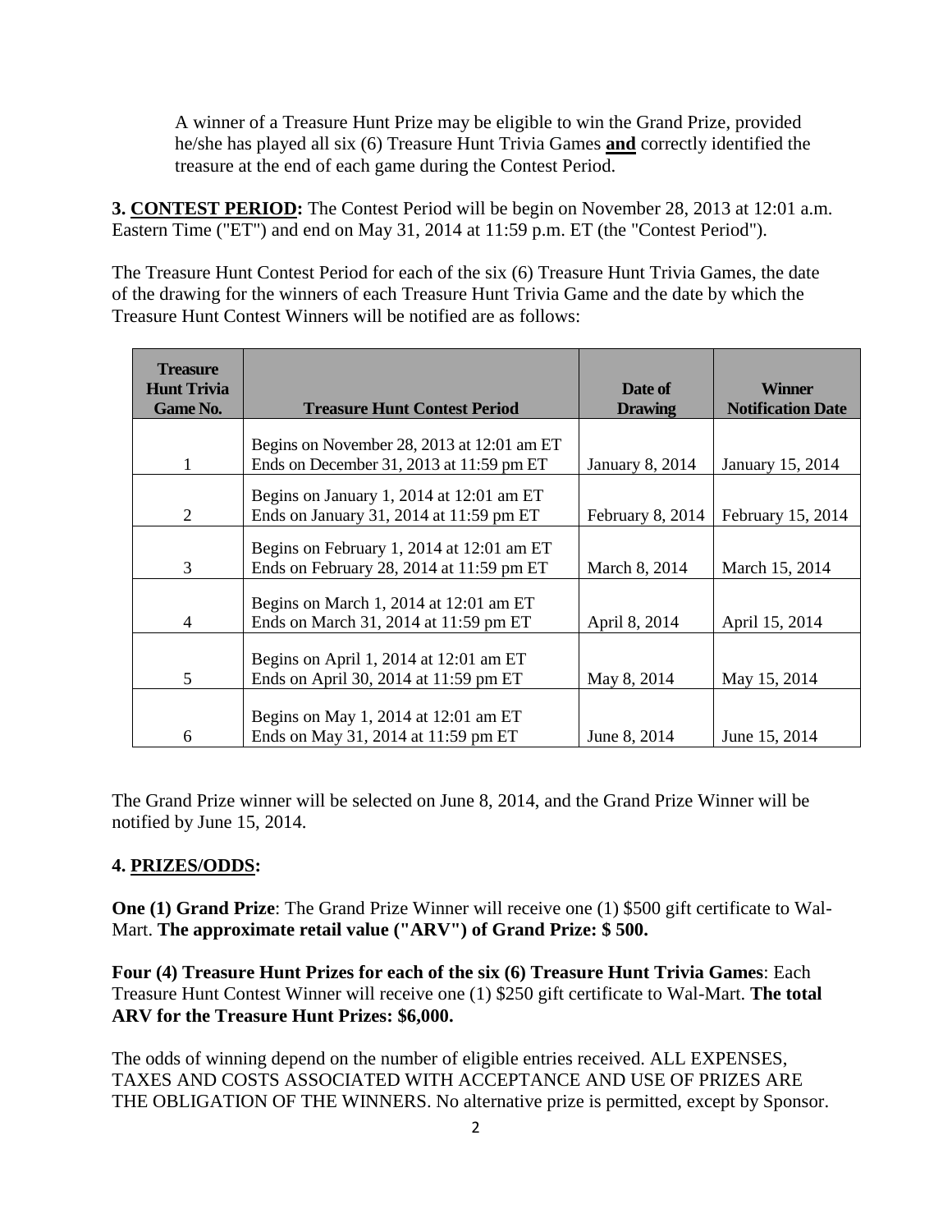A winner of a Treasure Hunt Prize may be eligible to win the Grand Prize, provided he/she has played all six (6) Treasure Hunt Trivia Games **and** correctly identified the treasure at the end of each game during the Contest Period.

**3. CONTEST PERIOD:** The Contest Period will be begin on November 28, 2013 at 12:01 a.m. Eastern Time ("ET") and end on May 31, 2014 at 11:59 p.m. ET (the "Contest Period").

The Treasure Hunt Contest Period for each of the six (6) Treasure Hunt Trivia Games, the date of the drawing for the winners of each Treasure Hunt Trivia Game and the date by which the Treasure Hunt Contest Winners will be notified are as follows:

| Treasure Hunt Trivia Game No. | Treasure Hunt Contest Period | Date of Drawing | Winner Notification Date |
|---|---|---|---|
| 1 | Begins on November 28, 2013 at 12:01 am ET Ends on December 31, 2013 at 11:59 pm ET | January 8, 2014 | January 15, 2014 |
| 2 | Begins on January 1, 2014 at 12:01 am ET Ends on January 31, 2014 at 11:59 pm ET | February 8, 2014 | February 15, 2014 |
| 3 | Begins on February 1, 2014 at 12:01 am ET Ends on February 28, 2014 at 11:59 pm ET | March 8, 2014 | March 15, 2014 |
| 4 | Begins on March 1, 2014 at 12:01 am ET Ends on March 31, 2014 at 11:59 pm ET | April 8, 2014 | April 15, 2014 |
| 5 | Begins on April 1, 2014 at 12:01 am ET Ends on April 30, 2014 at 11:59 pm ET | May 8, 2014 | May 15, 2014 |
| 6 | Begins on May 1, 2014 at 12:01 am ET Ends on May 31, 2014 at 11:59 pm ET | June 8, 2014 | June 15, 2014 |

The Grand Prize winner will be selected on June 8, 2014, and the Grand Prize Winner will be notified by June 15, 2014.

**4. PRIZES/ODDS:**

**One (1) Grand Prize**: The Grand Prize Winner will receive one (1) $500 gift certificate to Wal-Mart. **The approximate retail value ("ARV") of Grand Prize: $ 500.**

**Four (4) Treasure Hunt Prizes for each of the six (6) Treasure Hunt Trivia Games**: Each Treasure Hunt Contest Winner will receive one (1) $250 gift certificate to Wal-Mart. **The total ARV for the Treasure Hunt Prizes: $6,000.**

The odds of winning depend on the number of eligible entries received. ALL EXPENSES, TAXES AND COSTS ASSOCIATED WITH ACCEPTANCE AND USE OF PRIZES ARE THE OBLIGATION OF THE WINNERS. No alternative prize is permitted, except by Sponsor.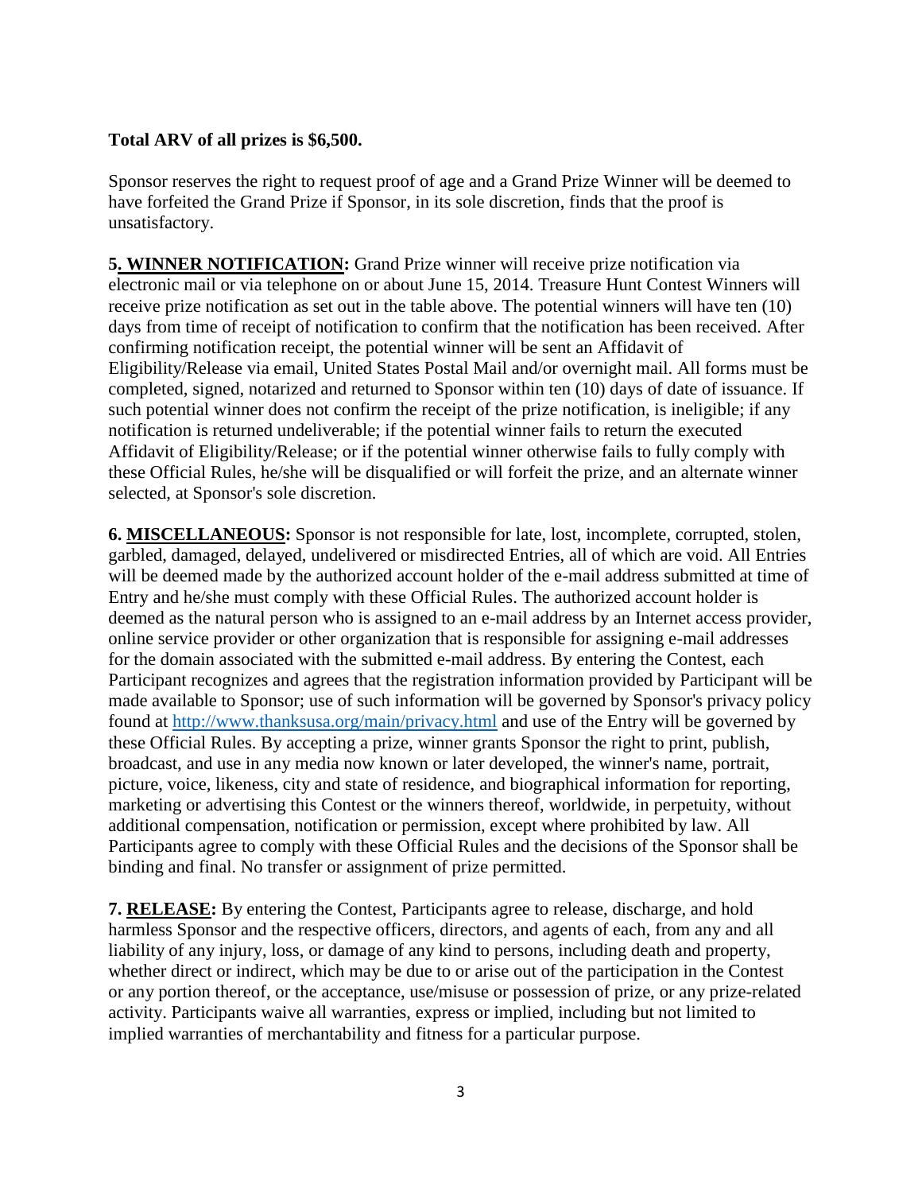**Total ARV of all prizes is $6,500.**

Sponsor reserves the right to request proof of age and a Grand Prize Winner will be deemed to have forfeited the Grand Prize if Sponsor, in its sole discretion, finds that the proof is unsatisfactory.

**5. WINNER NOTIFICATION:** Grand Prize winner will receive prize notification via electronic mail or via telephone on or about June 15, 2014. Treasure Hunt Contest Winners will receive prize notification as set out in the table above. The potential winners will have ten (10) days from time of receipt of notification to confirm that the notification has been received. After confirming notification receipt, the potential winner will be sent an Affidavit of Eligibility/Release via email, United States Postal Mail and/or overnight mail. All forms must be completed, signed, notarized and returned to Sponsor within ten (10) days of date of issuance. If such potential winner does not confirm the receipt of the prize notification, is ineligible; if any notification is returned undeliverable; if the potential winner fails to return the executed Affidavit of Eligibility/Release; or if the potential winner otherwise fails to fully comply with these Official Rules, he/she will be disqualified or will forfeit the prize, and an alternate winner selected, at Sponsor's sole discretion.

**6. MISCELLANEOUS:** Sponsor is not responsible for late, lost, incomplete, corrupted, stolen, garbled, damaged, delayed, undelivered or misdirected Entries, all of which are void. All Entries will be deemed made by the authorized account holder of the e-mail address submitted at time of Entry and he/she must comply with these Official Rules. The authorized account holder is deemed as the natural person who is assigned to an e-mail address by an Internet access provider, online service provider or other organization that is responsible for assigning e-mail addresses for the domain associated with the submitted e-mail address. By entering the Contest, each Participant recognizes and agrees that the registration information provided by Participant will be made available to Sponsor; use of such information will be governed by Sponsor's privacy policy found at http://www.thanksusa.org/main/privacy.html and use of the Entry will be governed by these Official Rules. By accepting a prize, winner grants Sponsor the right to print, publish, broadcast, and use in any media now known or later developed, the winner's name, portrait, picture, voice, likeness, city and state of residence, and biographical information for reporting, marketing or advertising this Contest or the winners thereof, worldwide, in perpetuity, without additional compensation, notification or permission, except where prohibited by law. All Participants agree to comply with these Official Rules and the decisions of the Sponsor shall be binding and final. No transfer or assignment of prize permitted.

**7. RELEASE:** By entering the Contest, Participants agree to release, discharge, and hold harmless Sponsor and the respective officers, directors, and agents of each, from any and all liability of any injury, loss, or damage of any kind to persons, including death and property, whether direct or indirect, which may be due to or arise out of the participation in the Contest or any portion thereof, or the acceptance, use/misuse or possession of prize, or any prize-related activity. Participants waive all warranties, express or implied, including but not limited to implied warranties of merchantability and fitness for a particular purpose.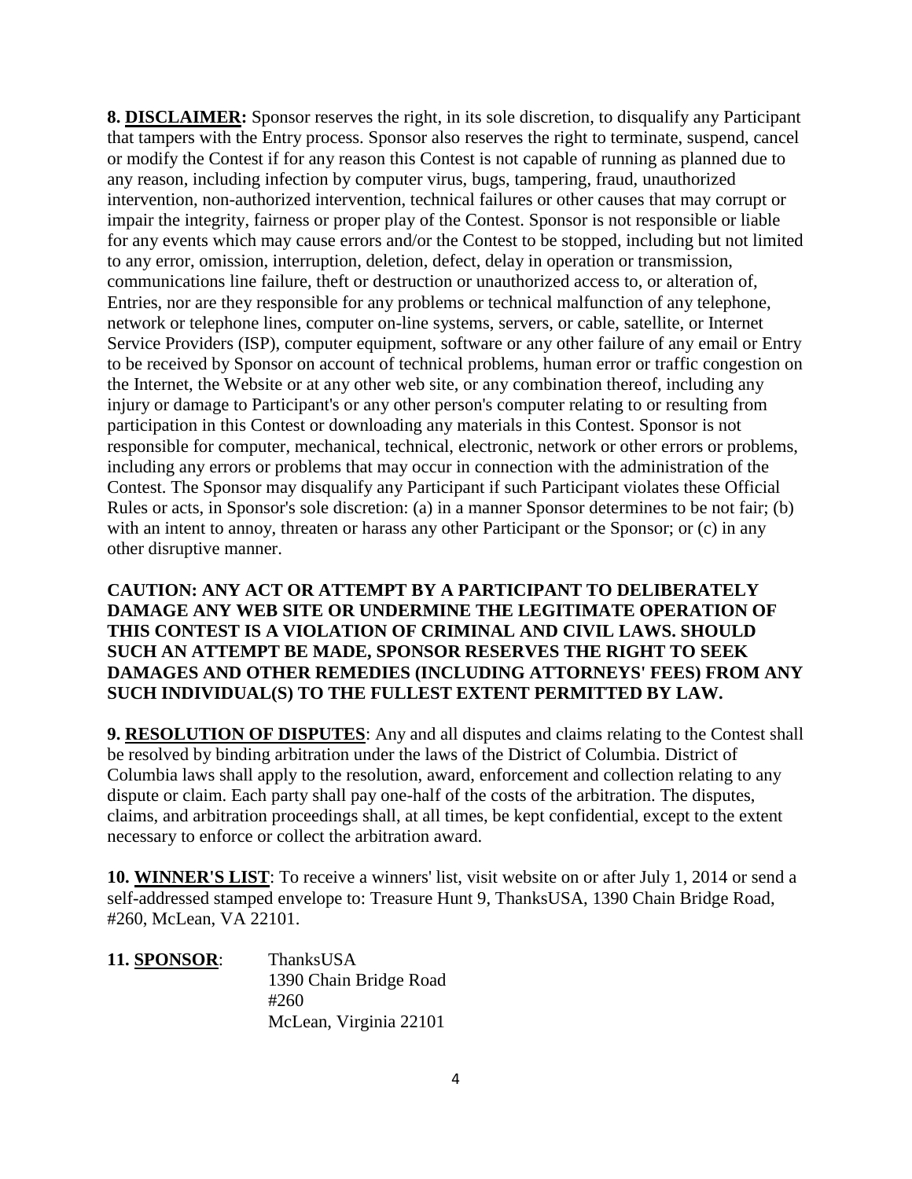**8. <u>DISCLAIMER</u>:** Sponsor reserves the right, in its sole discretion, to disqualify any Participant that tampers with the Entry process. Sponsor also reserves the right to terminate, suspend, cancel or modify the Contest if for any reason this Contest is not capable of running as planned due to any reason, including infection by computer virus, bugs, tampering, fraud, unauthorized intervention, non-authorized intervention, technical failures or other causes that may corrupt or impair the integrity, fairness or proper play of the Contest. Sponsor is not responsible or liable for any events which may cause errors and/or the Contest to be stopped, including but not limited to any error, omission, interruption, deletion, defect, delay in operation or transmission, communications line failure, theft or destruction or unauthorized access to, or alteration of, Entries, nor are they responsible for any problems or technical malfunction of any telephone, network or telephone lines, computer on-line systems, servers, or cable, satellite, or Internet Service Providers (ISP), computer equipment, software or any other failure of any email or Entry to be received by Sponsor on account of technical problems, human error or traffic congestion on the Internet, the Website or at any other web site, or any combination thereof, including any injury or damage to Participant's or any other person's computer relating to or resulting from participation in this Contest or downloading any materials in this Contest. Sponsor is not responsible for computer, mechanical, technical, electronic, network or other errors or problems, including any errors or problems that may occur in connection with the administration of the Contest. The Sponsor may disqualify any Participant if such Participant violates these Official Rules or acts, in Sponsor's sole discretion: (a) in a manner Sponsor determines to be not fair; (b) with an intent to annoy, threaten or harass any other Participant or the Sponsor; or (c) in any other disruptive manner.

**CAUTION: ANY ACT OR ATTEMPT BY A PARTICIPANT TO DELIBERATELY DAMAGE ANY WEB SITE OR UNDERMINE THE LEGITIMATE OPERATION OF THIS CONTEST IS A VIOLATION OF CRIMINAL AND CIVIL LAWS. SHOULD SUCH AN ATTEMPT BE MADE, SPONSOR RESERVES THE RIGHT TO SEEK DAMAGES AND OTHER REMEDIES (INCLUDING ATTORNEYS' FEES) FROM ANY SUCH INDIVIDUAL(S) TO THE FULLEST EXTENT PERMITTED BY LAW.**

**9. <u>RESOLUTION OF DISPUTES</u>**: Any and all disputes and claims relating to the Contest shall be resolved by binding arbitration under the laws of the District of Columbia. District of Columbia laws shall apply to the resolution, award, enforcement and collection relating to any dispute or claim. Each party shall pay one-half of the costs of the arbitration. The disputes, claims, and arbitration proceedings shall, at all times, be kept confidential, except to the extent necessary to enforce or collect the arbitration award.

**10. <u>WINNER'S LIST</u>**: To receive a winners' list, visit website on or after July 1, 2014 or send a self-addressed stamped envelope to: Treasure Hunt 9, ThanksUSA, 1390 Chain Bridge Road, #260, McLean, VA 22101.

**11. <u>SPONSOR</u>**:

ThanksUSA
1390 Chain Bridge Road
#260
McLean, Virginia 22101